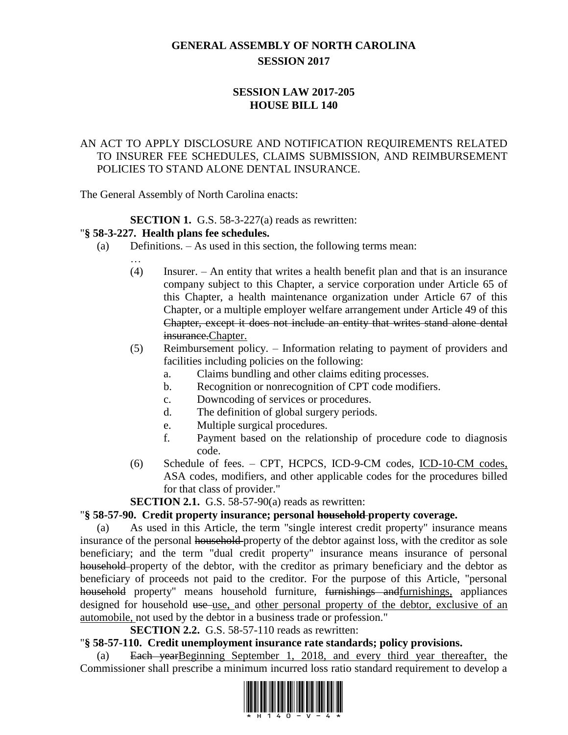# GENERAL ASSEMBLY OF NORTH CAROLINA
## SESSION 2017

## SESSION LAW 2017-205
## HOUSE BILL 140

AN ACT TO APPLY DISCLOSURE AND NOTIFICATION REQUIREMENTS RELATED TO INSURER FEE SCHEDULES, CLAIMS SUBMISSION, AND REIMBURSEMENT POLICIES TO STAND ALONE DENTAL INSURANCE.

The General Assembly of North Carolina enacts:

**SECTION 1.** G.S. 58-3-227(a) reads as rewritten:

"**§ 58-3-227. Health plans fee schedules.**

(a) Definitions. – As used in this section, the following terms mean:

…

(4) Insurer. – An entity that writes a health benefit plan and that is an insurance company subject to this Chapter, a service corporation under Article 65 of this Chapter, a health maintenance organization under Article 67 of this Chapter, or a multiple employer welfare arrangement under Article 49 of this ~~Chapter, except it does not include an entity that writes stand alone dental insurance.~~<u>Chapter.</u>

(5) Reimbursement policy. – Information relating to payment of providers and facilities including policies on the following:

a. Claims bundling and other claims editing processes.
b. Recognition or nonrecognition of CPT code modifiers.
c. Downcoding of services or procedures.
d. The definition of global surgery periods.
e. Multiple surgical procedures.
f. Payment based on the relationship of procedure code to diagnosis code.

(6) Schedule of fees. – CPT, HCPCS, ICD-9-CM codes, <u>ICD-10-CM codes,</u> ASA codes, modifiers, and other applicable codes for the procedures billed for that class of provider."

**SECTION 2.1.** G.S. 58-57-90(a) reads as rewritten:

"**§ 58-57-90. Credit property insurance; personal ~~household~~ property coverage.**

(a) As used in this Article, the term "single interest credit property" insurance means insurance of the personal ~~household~~ property of the debtor against loss, with the creditor as sole beneficiary; and the term "dual credit property" insurance means insurance of personal ~~household~~ property of the debtor, with the creditor as primary beneficiary and the debtor as beneficiary of proceeds not paid to the creditor. For the purpose of this Article, "personal ~~household~~ property" means household furniture, ~~furnishings and~~<u>furnishings,</u> appliances designed for household ~~use~~ <u>use,</u> and <u>other personal property of the debtor, exclusive of an automobile,</u> not used by the debtor in a business trade or profession."

**SECTION 2.2.** G.S. 58-57-110 reads as rewritten:

"**§ 58-57-110. Credit unemployment insurance rate standards; policy provisions.**

(a) ~~Each year~~<u>Beginning September 1, 2018, and every third year thereafter,</u> the Commissioner shall prescribe a minimum incurred loss ratio standard requirement to develop a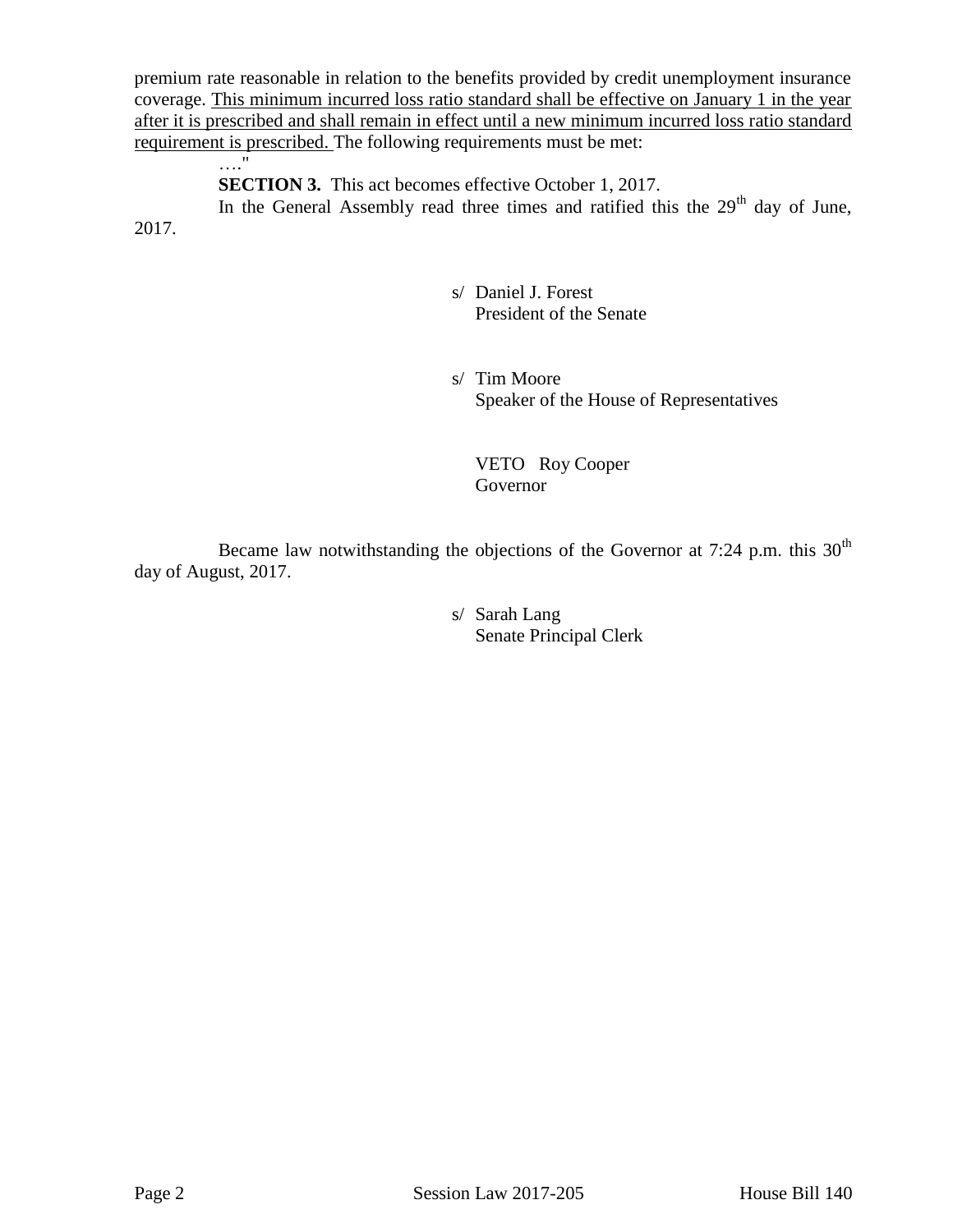premium rate reasonable in relation to the benefits provided by credit unemployment insurance coverage. <u>This minimum incurred loss ratio standard shall be effective on January 1 in the year after it is prescribed and shall remain in effect until a new minimum incurred loss ratio standard requirement is prescribed.</u> The following requirements must be met:

…."

**SECTION 3.** This act becomes effective October 1, 2017.

In the General Assembly read three times and ratified this the 29th day of June, 2017.

s/ Daniel J. Forest
President of the Senate

s/ Tim Moore
Speaker of the House of Representatives

VETO Roy Cooper
Governor

Became law notwithstanding the objections of the Governor at 7:24 p.m. this 30th day of August, 2017.

s/ Sarah Lang
Senate Principal Clerk